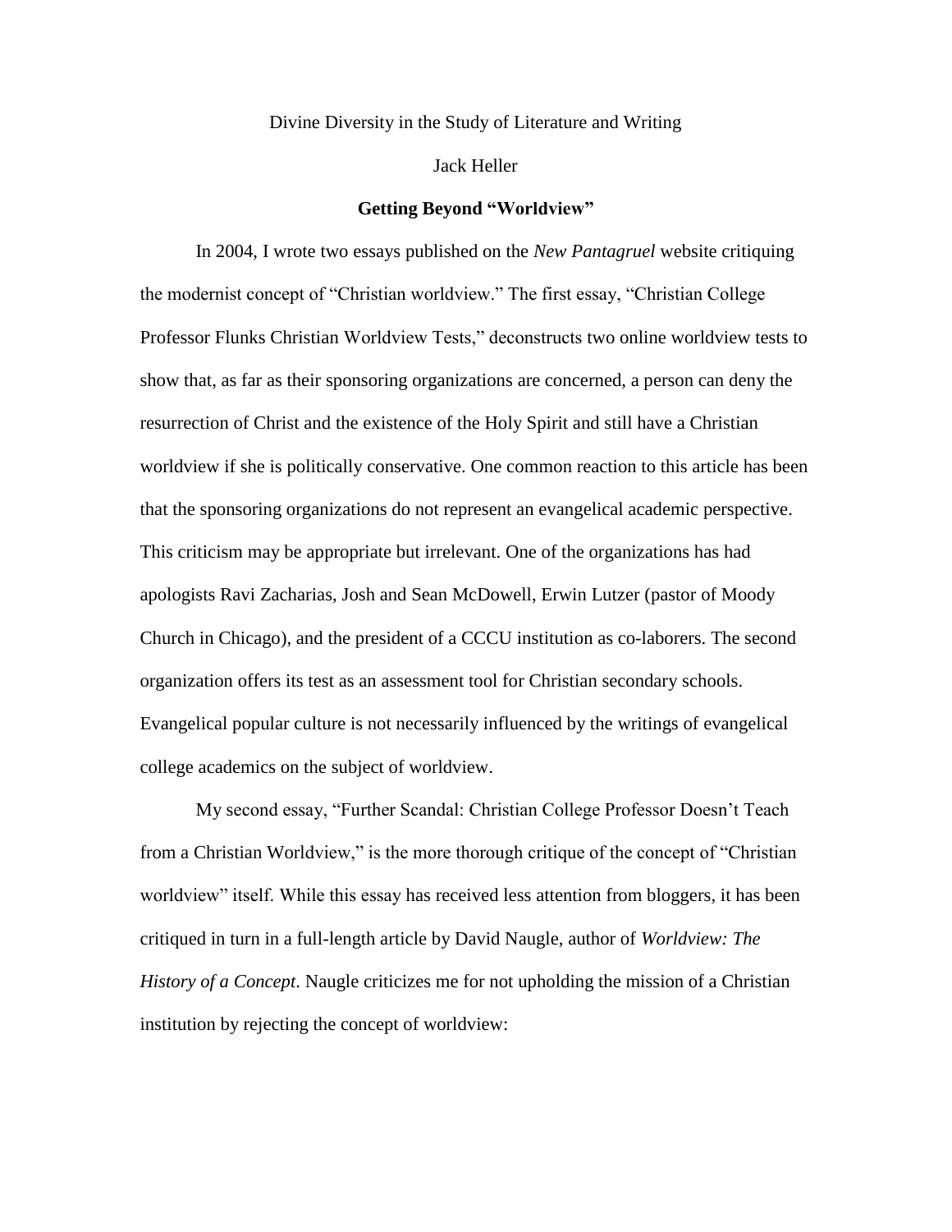Divine Diversity in the Study of Literature and Writing

Jack Heller

## Getting Beyond "Worldview"

In 2004, I wrote two essays published on the *New Pantagruel* website critiquing the modernist concept of "Christian worldview." The first essay, "Christian College Professor Flunks Christian Worldview Tests," deconstructs two online worldview tests to show that, as far as their sponsoring organizations are concerned, a person can deny the resurrection of Christ and the existence of the Holy Spirit and still have a Christian worldview if she is politically conservative. One common reaction to this article has been that the sponsoring organizations do not represent an evangelical academic perspective. This criticism may be appropriate but irrelevant. One of the organizations has had apologists Ravi Zacharias, Josh and Sean McDowell, Erwin Lutzer (pastor of Moody Church in Chicago), and the president of a CCCU institution as co-laborers. The second organization offers its test as an assessment tool for Christian secondary schools. Evangelical popular culture is not necessarily influenced by the writings of evangelical college academics on the subject of worldview.

My second essay, "Further Scandal: Christian College Professor Doesn't Teach from a Christian Worldview," is the more thorough critique of the concept of "Christian worldview" itself. While this essay has received less attention from bloggers, it has been critiqued in turn in a full-length article by David Naugle, author of *Worldview: The History of a Concept*. Naugle criticizes me for not upholding the mission of a Christian institution by rejecting the concept of worldview: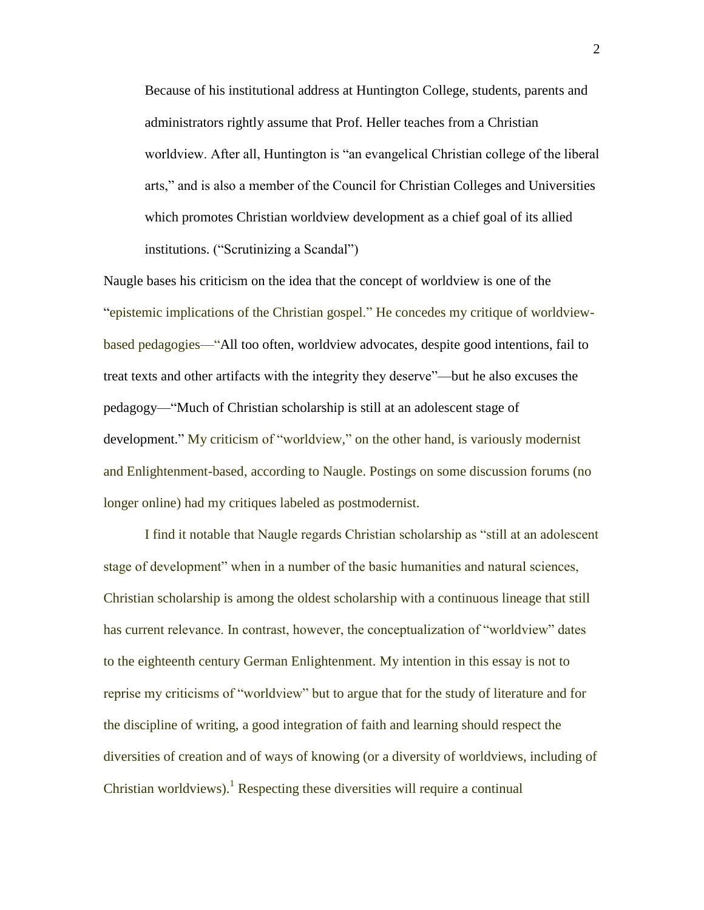> Because of his institutional address at Huntington College, students, parents and administrators rightly assume that Prof. Heller teaches from a Christian worldview. After all, Huntington is "an evangelical Christian college of the liberal arts," and is also a member of the Council for Christian Colleges and Universities which promotes Christian worldview development as a chief goal of its allied institutions. ("Scrutinizing a Scandal")

Naugle bases his criticism on the idea that the concept of worldview is one of the "epistemic implications of the Christian gospel." He concedes my critique of worldview-based pedagogies—"All too often, worldview advocates, despite good intentions, fail to treat texts and other artifacts with the integrity they deserve"—but he also excuses the pedagogy—"Much of Christian scholarship is still at an adolescent stage of development." My criticism of "worldview," on the other hand, is variously modernist and Enlightenment-based, according to Naugle. Postings on some discussion forums (no longer online) had my critiques labeled as postmodernist.

I find it notable that Naugle regards Christian scholarship as "still at an adolescent stage of development" when in a number of the basic humanities and natural sciences, Christian scholarship is among the oldest scholarship with a continuous lineage that still has current relevance. In contrast, however, the conceptualization of "worldview" dates to the eighteenth century German Enlightenment. My intention in this essay is not to reprise my criticisms of "worldview" but to argue that for the study of literature and for the discipline of writing, a good integration of faith and learning should respect the diversities of creation and of ways of knowing (or a diversity of worldviews, including of Christian worldviews).[1] Respecting these diversities will require a continual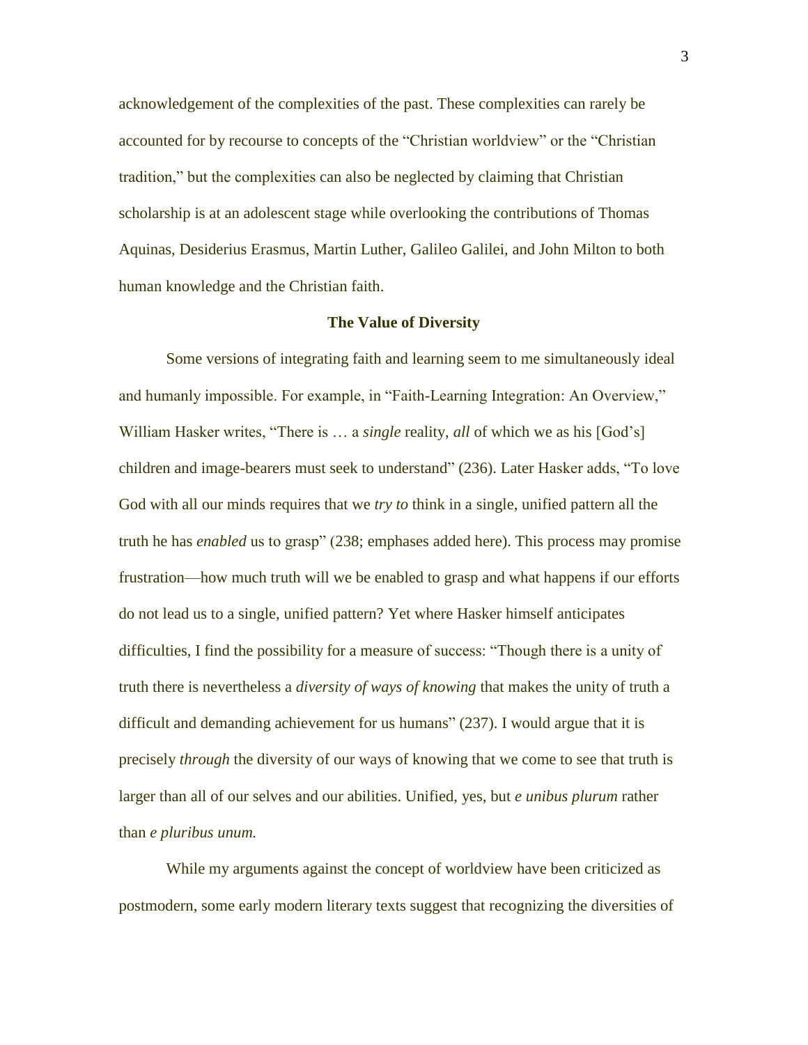acknowledgement of the complexities of the past. These complexities can rarely be accounted for by recourse to concepts of the "Christian worldview" or the "Christian tradition," but the complexities can also be neglected by claiming that Christian scholarship is at an adolescent stage while overlooking the contributions of Thomas Aquinas, Desiderius Erasmus, Martin Luther, Galileo Galilei, and John Milton to both human knowledge and the Christian faith.

## The Value of Diversity

Some versions of integrating faith and learning seem to me simultaneously ideal and humanly impossible. For example, in "Faith-Learning Integration: An Overview," William Hasker writes, "There is … a *single* reality, *all* of which we as his [God's] children and image-bearers must seek to understand" (236). Later Hasker adds, "To love God with all our minds requires that we *try to* think in a single, unified pattern all the truth he has *enabled* us to grasp" (238; emphases added here). This process may promise frustration—how much truth will we be enabled to grasp and what happens if our efforts do not lead us to a single, unified pattern? Yet where Hasker himself anticipates difficulties, I find the possibility for a measure of success: "Though there is a unity of truth there is nevertheless a *diversity of ways of knowing* that makes the unity of truth a difficult and demanding achievement for us humans" (237). I would argue that it is precisely *through* the diversity of our ways of knowing that we come to see that truth is larger than all of our selves and our abilities. Unified, yes, but *e unibus plurum* rather than *e pluribus unum.*

While my arguments against the concept of worldview have been criticized as postmodern, some early modern literary texts suggest that recognizing the diversities of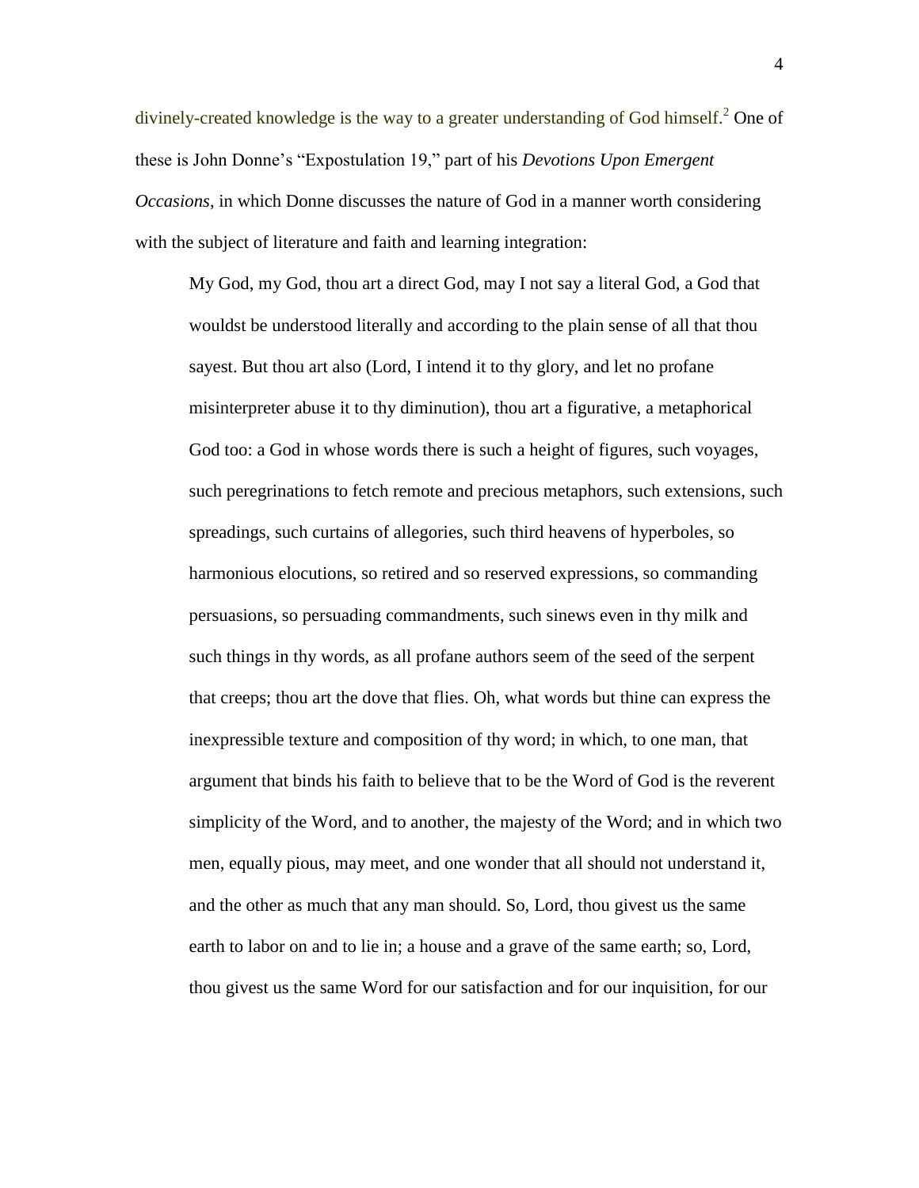divinely-created knowledge is the way to a greater understanding of God himself.[2] One of these is John Donne's "Expostulation 19," part of his *Devotions Upon Emergent Occasions*, in which Donne discusses the nature of God in a manner worth considering with the subject of literature and faith and learning integration:

> My God, my God, thou art a direct God, may I not say a literal God, a God that wouldst be understood literally and according to the plain sense of all that thou sayest. But thou art also (Lord, I intend it to thy glory, and let no profane misinterpreter abuse it to thy diminution), thou art a figurative, a metaphorical God too: a God in whose words there is such a height of figures, such voyages, such peregrinations to fetch remote and precious metaphors, such extensions, such spreadings, such curtains of allegories, such third heavens of hyperboles, so harmonious elocutions, so retired and so reserved expressions, so commanding persuasions, so persuading commandments, such sinews even in thy milk and such things in thy words, as all profane authors seem of the seed of the serpent that creeps; thou art the dove that flies. Oh, what words but thine can express the inexpressible texture and composition of thy word; in which, to one man, that argument that binds his faith to believe that to be the Word of God is the reverent simplicity of the Word, and to another, the majesty of the Word; and in which two men, equally pious, may meet, and one wonder that all should not understand it, and the other as much that any man should. So, Lord, thou givest us the same earth to labor on and to lie in; a house and a grave of the same earth; so, Lord, thou givest us the same Word for our satisfaction and for our inquisition, for our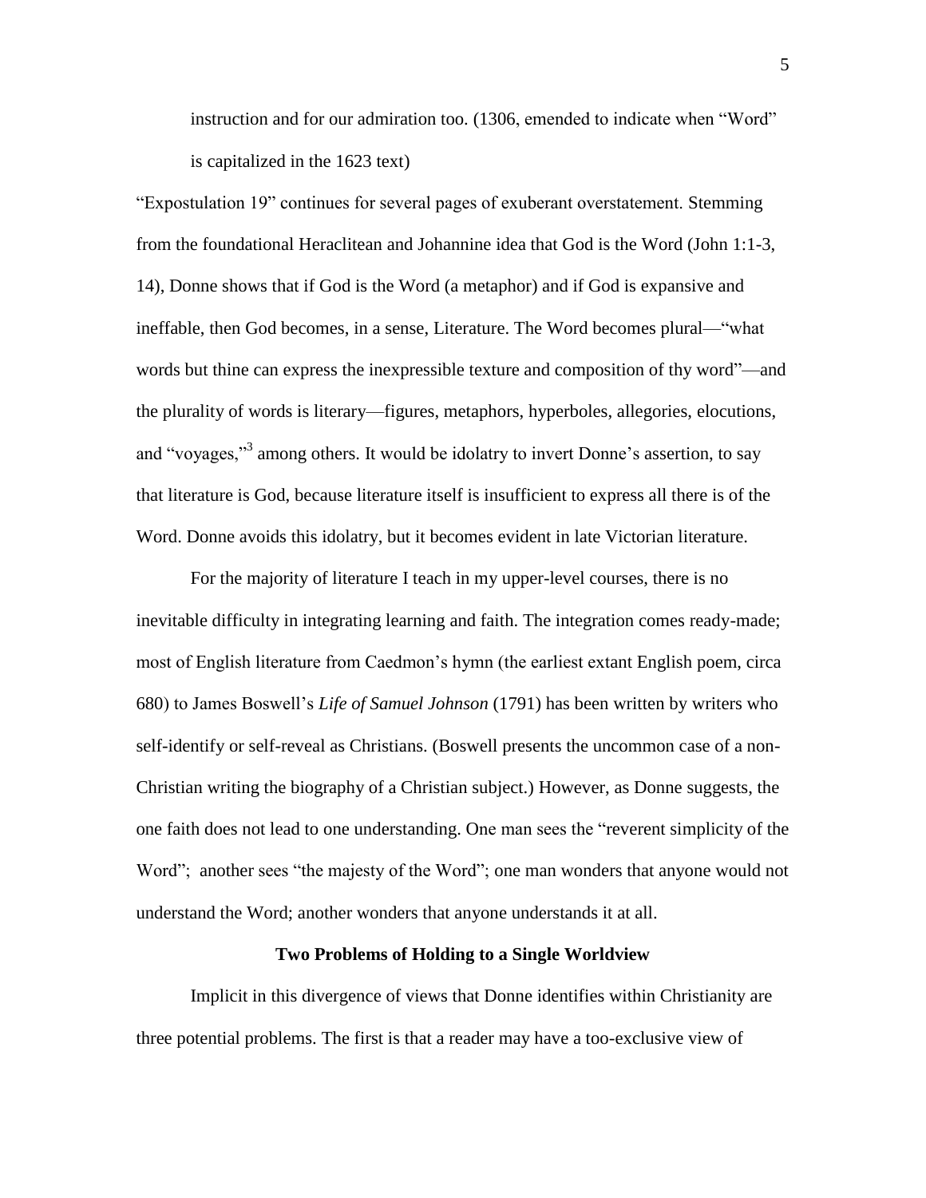instruction and for our admiration too. (1306, emended to indicate when "Word" is capitalized in the 1623 text)

"Expostulation 19" continues for several pages of exuberant overstatement. Stemming from the foundational Heraclitean and Johannine idea that God is the Word (John 1:1-3, 14), Donne shows that if God is the Word (a metaphor) and if God is expansive and ineffable, then God becomes, in a sense, Literature. The Word becomes plural—"what words but thine can express the inexpressible texture and composition of thy word"—and the plurality of words is literary—figures, metaphors, hyperboles, allegories, elocutions, and "voyages,"[3] among others. It would be idolatry to invert Donne's assertion, to say that literature is God, because literature itself is insufficient to express all there is of the Word. Donne avoids this idolatry, but it becomes evident in late Victorian literature.

For the majority of literature I teach in my upper-level courses, there is no inevitable difficulty in integrating learning and faith. The integration comes ready-made; most of English literature from Caedmon's hymn (the earliest extant English poem, circa 680) to James Boswell's *Life of Samuel Johnson* (1791) has been written by writers who self-identify or self-reveal as Christians. (Boswell presents the uncommon case of a non-Christian writing the biography of a Christian subject.) However, as Donne suggests, the one faith does not lead to one understanding. One man sees the "reverent simplicity of the Word"; another sees "the majesty of the Word"; one man wonders that anyone would not understand the Word; another wonders that anyone understands it at all.

## Two Problems of Holding to a Single Worldview

Implicit in this divergence of views that Donne identifies within Christianity are three potential problems. The first is that a reader may have a too-exclusive view of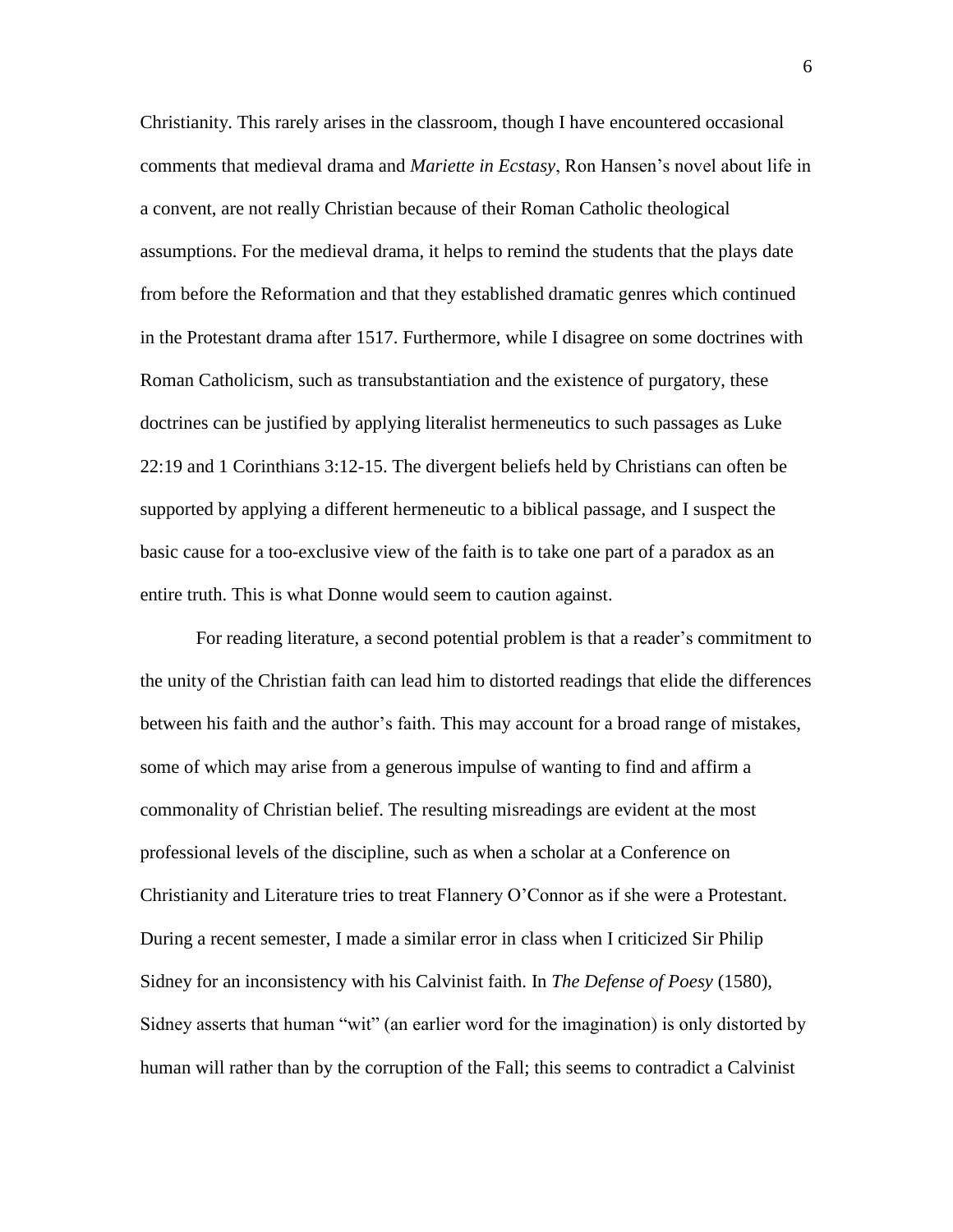Christianity. This rarely arises in the classroom, though I have encountered occasional comments that medieval drama and *Mariette in Ecstasy*, Ron Hansen's novel about life in a convent, are not really Christian because of their Roman Catholic theological assumptions. For the medieval drama, it helps to remind the students that the plays date from before the Reformation and that they established dramatic genres which continued in the Protestant drama after 1517. Furthermore, while I disagree on some doctrines with Roman Catholicism, such as transubstantiation and the existence of purgatory, these doctrines can be justified by applying literalist hermeneutics to such passages as Luke 22:19 and 1 Corinthians 3:12-15. The divergent beliefs held by Christians can often be supported by applying a different hermeneutic to a biblical passage, and I suspect the basic cause for a too-exclusive view of the faith is to take one part of a paradox as an entire truth. This is what Donne would seem to caution against.

For reading literature, a second potential problem is that a reader's commitment to the unity of the Christian faith can lead him to distorted readings that elide the differences between his faith and the author's faith. This may account for a broad range of mistakes, some of which may arise from a generous impulse of wanting to find and affirm a commonality of Christian belief. The resulting misreadings are evident at the most professional levels of the discipline, such as when a scholar at a Conference on Christianity and Literature tries to treat Flannery O'Connor as if she were a Protestant. During a recent semester, I made a similar error in class when I criticized Sir Philip Sidney for an inconsistency with his Calvinist faith. In *The Defense of Poesy* (1580), Sidney asserts that human "wit" (an earlier word for the imagination) is only distorted by human will rather than by the corruption of the Fall; this seems to contradict a Calvinist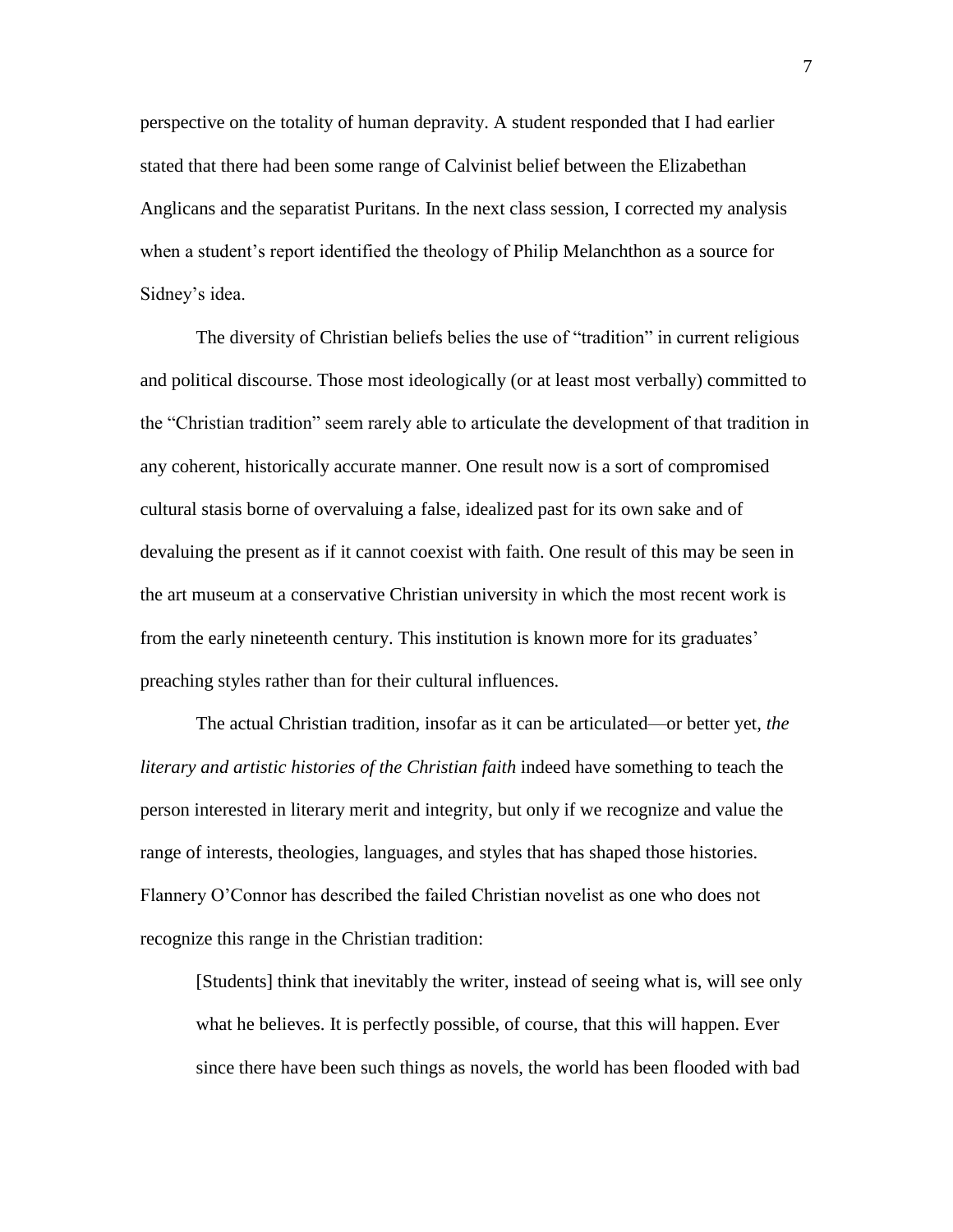perspective on the totality of human depravity. A student responded that I had earlier stated that there had been some range of Calvinist belief between the Elizabethan Anglicans and the separatist Puritans. In the next class session, I corrected my analysis when a student's report identified the theology of Philip Melanchthon as a source for Sidney's idea.

The diversity of Christian beliefs belies the use of "tradition" in current religious and political discourse. Those most ideologically (or at least most verbally) committed to the "Christian tradition" seem rarely able to articulate the development of that tradition in any coherent, historically accurate manner. One result now is a sort of compromised cultural stasis borne of overvaluing a false, idealized past for its own sake and of devaluing the present as if it cannot coexist with faith. One result of this may be seen in the art museum at a conservative Christian university in which the most recent work is from the early nineteenth century. This institution is known more for its graduates' preaching styles rather than for their cultural influences.

The actual Christian tradition, insofar as it can be articulated—or better yet, *the literary and artistic histories of the Christian faith* indeed have something to teach the person interested in literary merit and integrity, but only if we recognize and value the range of interests, theologies, languages, and styles that has shaped those histories. Flannery O'Connor has described the failed Christian novelist as one who does not recognize this range in the Christian tradition:

> [Students] think that inevitably the writer, instead of seeing what is, will see only what he believes. It is perfectly possible, of course, that this will happen. Ever since there have been such things as novels, the world has been flooded with bad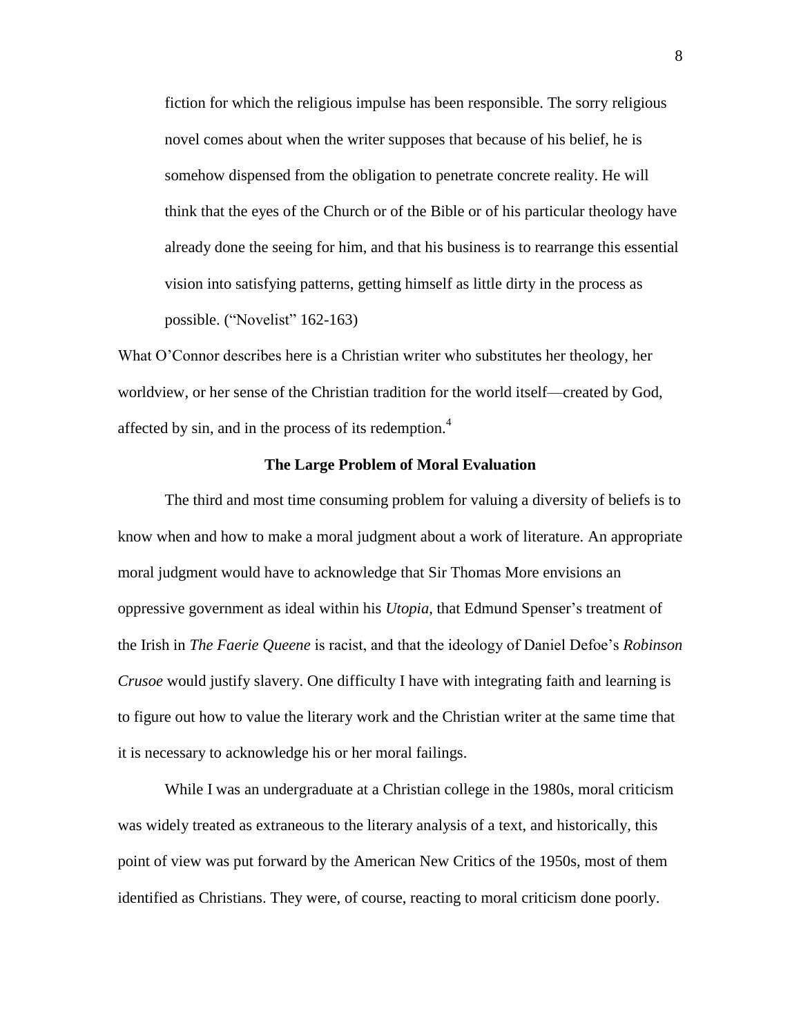> fiction for which the religious impulse has been responsible. The sorry religious novel comes about when the writer supposes that because of his belief, he is somehow dispensed from the obligation to penetrate concrete reality. He will think that the eyes of the Church or of the Bible or of his particular theology have already done the seeing for him, and that his business is to rearrange this essential vision into satisfying patterns, getting himself as little dirty in the process as possible. ("Novelist" 162-163)

What O'Connor describes here is a Christian writer who substitutes her theology, her worldview, or her sense of the Christian tradition for the world itself—created by God, affected by sin, and in the process of its redemption.[4]

### The Large Problem of Moral Evaluation

The third and most time consuming problem for valuing a diversity of beliefs is to know when and how to make a moral judgment about a work of literature. An appropriate moral judgment would have to acknowledge that Sir Thomas More envisions an oppressive government as ideal within his *Utopia*, that Edmund Spenser's treatment of the Irish in *The Faerie Queene* is racist, and that the ideology of Daniel Defoe's *Robinson Crusoe* would justify slavery. One difficulty I have with integrating faith and learning is to figure out how to value the literary work and the Christian writer at the same time that it is necessary to acknowledge his or her moral failings.

While I was an undergraduate at a Christian college in the 1980s, moral criticism was widely treated as extraneous to the literary analysis of a text, and historically, this point of view was put forward by the American New Critics of the 1950s, most of them identified as Christians. They were, of course, reacting to moral criticism done poorly.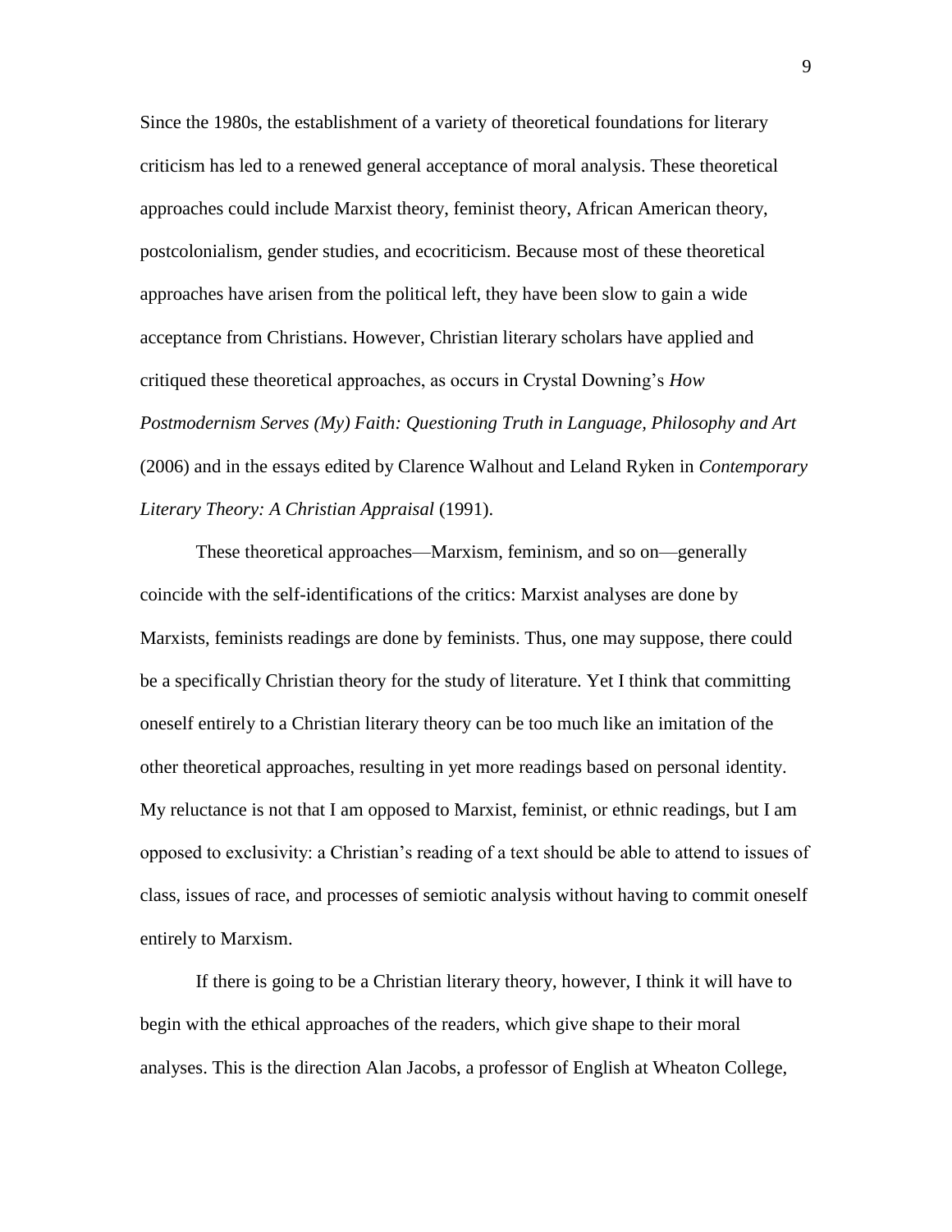Since the 1980s, the establishment of a variety of theoretical foundations for literary criticism has led to a renewed general acceptance of moral analysis. These theoretical approaches could include Marxist theory, feminist theory, African American theory, postcolonialism, gender studies, and ecocriticism. Because most of these theoretical approaches have arisen from the political left, they have been slow to gain a wide acceptance from Christians. However, Christian literary scholars have applied and critiqued these theoretical approaches, as occurs in Crystal Downing's *How Postmodernism Serves (My) Faith: Questioning Truth in Language, Philosophy and Art* (2006) and in the essays edited by Clarence Walhout and Leland Ryken in *Contemporary Literary Theory: A Christian Appraisal* (1991).

These theoretical approaches—Marxism, feminism, and so on—generally coincide with the self-identifications of the critics: Marxist analyses are done by Marxists, feminists readings are done by feminists. Thus, one may suppose, there could be a specifically Christian theory for the study of literature. Yet I think that committing oneself entirely to a Christian literary theory can be too much like an imitation of the other theoretical approaches, resulting in yet more readings based on personal identity. My reluctance is not that I am opposed to Marxist, feminist, or ethnic readings, but I am opposed to exclusivity: a Christian's reading of a text should be able to attend to issues of class, issues of race, and processes of semiotic analysis without having to commit oneself entirely to Marxism.

If there is going to be a Christian literary theory, however, I think it will have to begin with the ethical approaches of the readers, which give shape to their moral analyses. This is the direction Alan Jacobs, a professor of English at Wheaton College,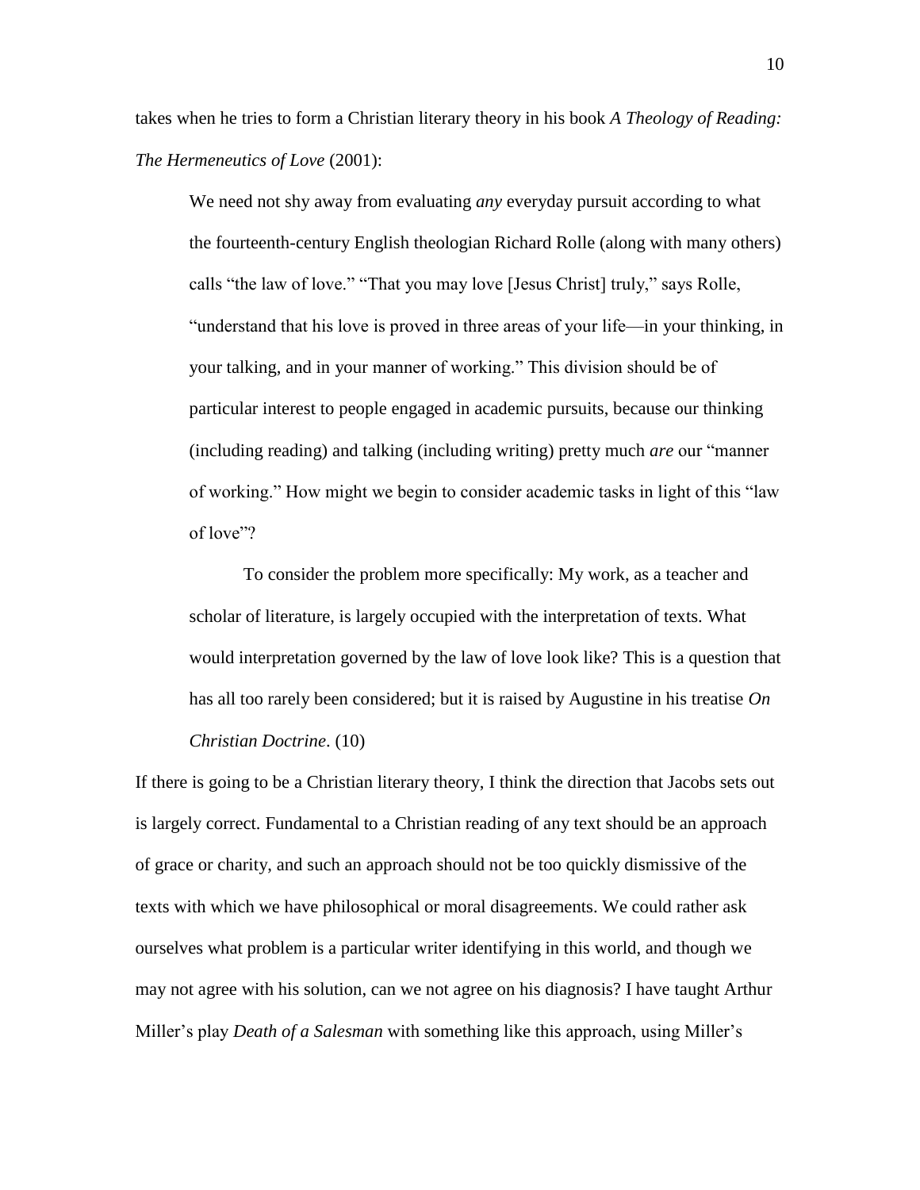takes when he tries to form a Christian literary theory in his book *A Theology of Reading: The Hermeneutics of Love* (2001):

> We need not shy away from evaluating *any* everyday pursuit according to what the fourteenth-century English theologian Richard Rolle (along with many others) calls "the law of love." "That you may love [Jesus Christ] truly," says Rolle, "understand that his love is proved in three areas of your life—in your thinking, in your talking, and in your manner of working." This division should be of particular interest to people engaged in academic pursuits, because our thinking (including reading) and talking (including writing) pretty much *are* our "manner of working." How might we begin to consider academic tasks in light of this "law of love"?
>
> To consider the problem more specifically: My work, as a teacher and scholar of literature, is largely occupied with the interpretation of texts. What would interpretation governed by the law of love look like? This is a question that has all too rarely been considered; but it is raised by Augustine in his treatise *On Christian Doctrine*. (10)

If there is going to be a Christian literary theory, I think the direction that Jacobs sets out is largely correct. Fundamental to a Christian reading of any text should be an approach of grace or charity, and such an approach should not be too quickly dismissive of the texts with which we have philosophical or moral disagreements. We could rather ask ourselves what problem is a particular writer identifying in this world, and though we may not agree with his solution, can we not agree on his diagnosis? I have taught Arthur Miller's play *Death of a Salesman* with something like this approach, using Miller's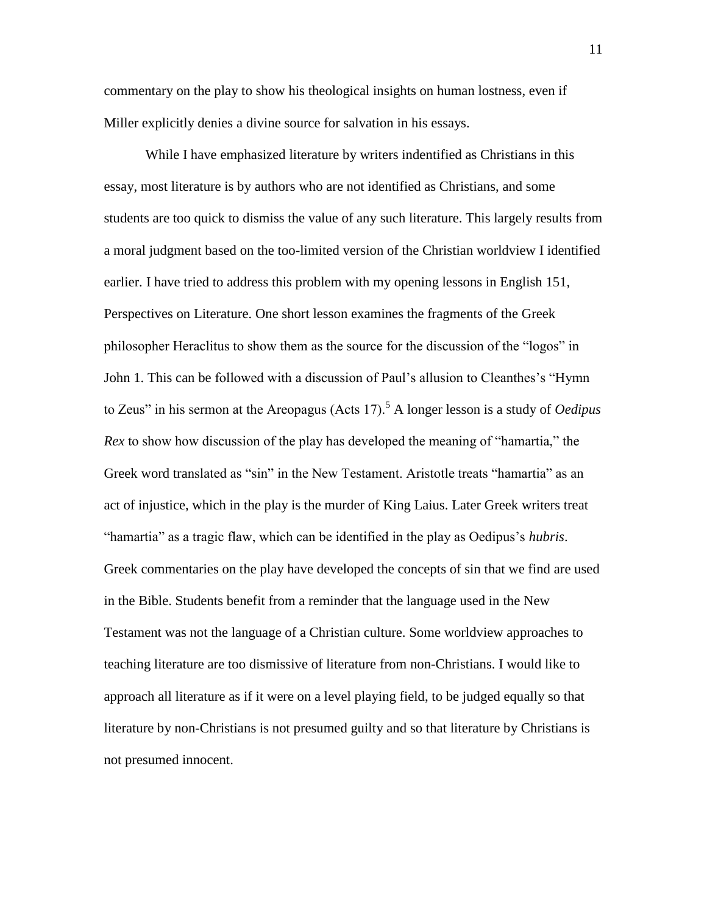commentary on the play to show his theological insights on human lostness, even if Miller explicitly denies a divine source for salvation in his essays.

While I have emphasized literature by writers indentified as Christians in this essay, most literature is by authors who are not identified as Christians, and some students are too quick to dismiss the value of any such literature. This largely results from a moral judgment based on the too-limited version of the Christian worldview I identified earlier. I have tried to address this problem with my opening lessons in English 151, Perspectives on Literature. One short lesson examines the fragments of the Greek philosopher Heraclitus to show them as the source for the discussion of the "logos" in John 1. This can be followed with a discussion of Paul's allusion to Cleanthes's "Hymn to Zeus" in his sermon at the Areopagus (Acts 17).[5] A longer lesson is a study of *Oedipus Rex* to show how discussion of the play has developed the meaning of "hamartia," the Greek word translated as "sin" in the New Testament. Aristotle treats "hamartia" as an act of injustice, which in the play is the murder of King Laius. Later Greek writers treat "hamartia" as a tragic flaw, which can be identified in the play as Oedipus's *hubris*. Greek commentaries on the play have developed the concepts of sin that we find are used in the Bible. Students benefit from a reminder that the language used in the New Testament was not the language of a Christian culture. Some worldview approaches to teaching literature are too dismissive of literature from non-Christians. I would like to approach all literature as if it were on a level playing field, to be judged equally so that literature by non-Christians is not presumed guilty and so that literature by Christians is not presumed innocent.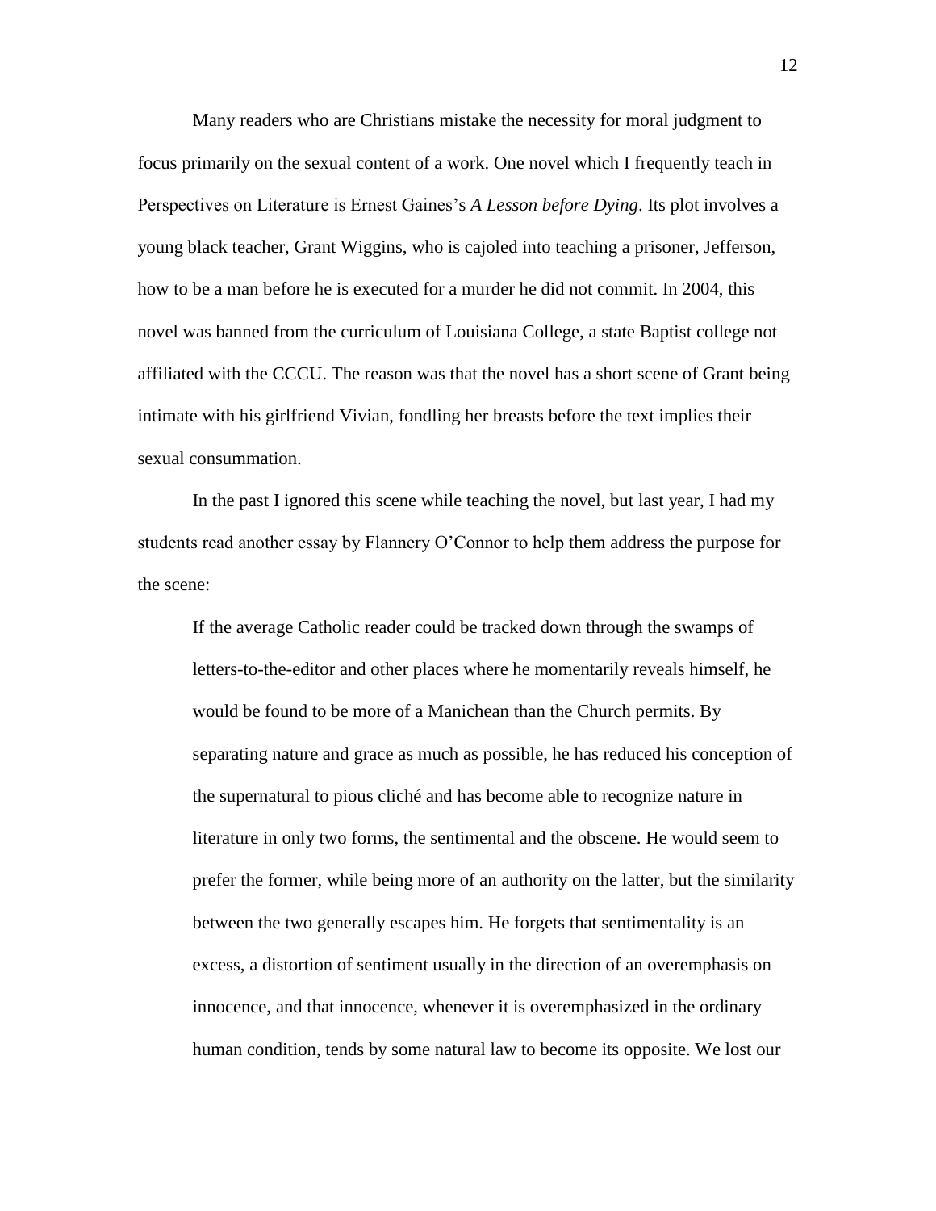Many readers who are Christians mistake the necessity for moral judgment to focus primarily on the sexual content of a work. One novel which I frequently teach in Perspectives on Literature is Ernest Gaines's *A Lesson before Dying*. Its plot involves a young black teacher, Grant Wiggins, who is cajoled into teaching a prisoner, Jefferson, how to be a man before he is executed for a murder he did not commit. In 2004, this novel was banned from the curriculum of Louisiana College, a state Baptist college not affiliated with the CCCU. The reason was that the novel has a short scene of Grant being intimate with his girlfriend Vivian, fondling her breasts before the text implies their sexual consummation.

In the past I ignored this scene while teaching the novel, but last year, I had my students read another essay by Flannery O'Connor to help them address the purpose for the scene:

> If the average Catholic reader could be tracked down through the swamps of letters-to-the-editor and other places where he momentarily reveals himself, he would be found to be more of a Manichean than the Church permits. By separating nature and grace as much as possible, he has reduced his conception of the supernatural to pious cliché and has become able to recognize nature in literature in only two forms, the sentimental and the obscene. He would seem to prefer the former, while being more of an authority on the latter, but the similarity between the two generally escapes him. He forgets that sentimentality is an excess, a distortion of sentiment usually in the direction of an overemphasis on innocence, and that innocence, whenever it is overemphasized in the ordinary human condition, tends by some natural law to become its opposite. We lost our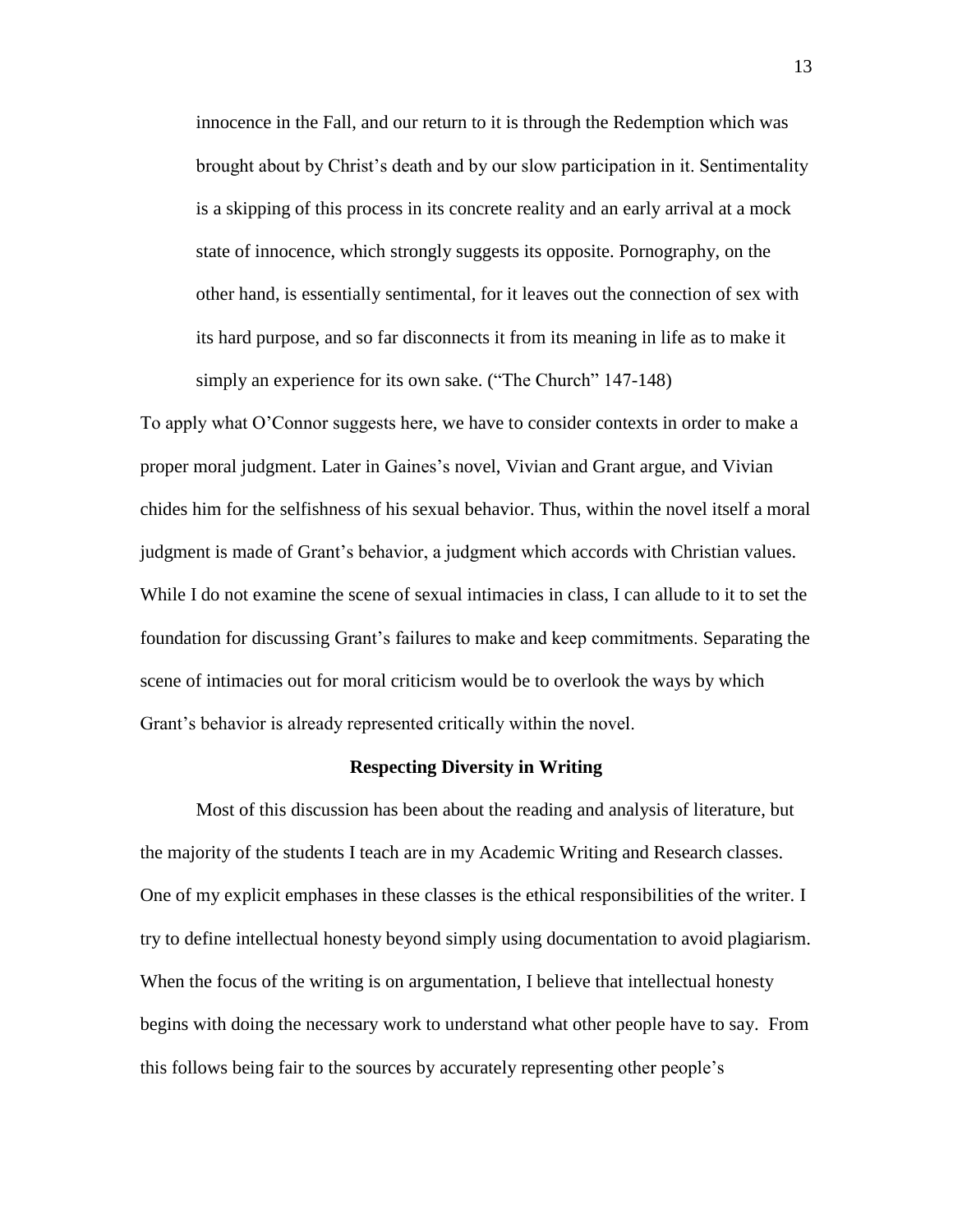> innocence in the Fall, and our return to it is through the Redemption which was brought about by Christ's death and by our slow participation in it. Sentimentality is a skipping of this process in its concrete reality and an early arrival at a mock state of innocence, which strongly suggests its opposite. Pornography, on the other hand, is essentially sentimental, for it leaves out the connection of sex with its hard purpose, and so far disconnects it from its meaning in life as to make it simply an experience for its own sake. ("The Church" 147-148)

To apply what O'Connor suggests here, we have to consider contexts in order to make a proper moral judgment. Later in Gaines's novel, Vivian and Grant argue, and Vivian chides him for the selfishness of his sexual behavior. Thus, within the novel itself a moral judgment is made of Grant's behavior, a judgment which accords with Christian values. While I do not examine the scene of sexual intimacies in class, I can allude to it to set the foundation for discussing Grant's failures to make and keep commitments. Separating the scene of intimacies out for moral criticism would be to overlook the ways by which Grant's behavior is already represented critically within the novel.

**Respecting Diversity in Writing**

Most of this discussion has been about the reading and analysis of literature, but the majority of the students I teach are in my Academic Writing and Research classes. One of my explicit emphases in these classes is the ethical responsibilities of the writer. I try to define intellectual honesty beyond simply using documentation to avoid plagiarism. When the focus of the writing is on argumentation, I believe that intellectual honesty begins with doing the necessary work to understand what other people have to say. From this follows being fair to the sources by accurately representing other people's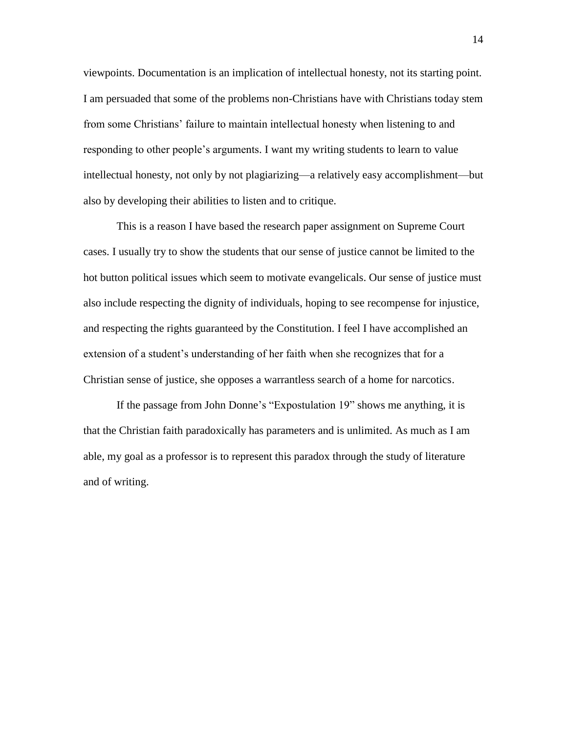viewpoints. Documentation is an implication of intellectual honesty, not its starting point. I am persuaded that some of the problems non-Christians have with Christians today stem from some Christians' failure to maintain intellectual honesty when listening to and responding to other people's arguments. I want my writing students to learn to value intellectual honesty, not only by not plagiarizing—a relatively easy accomplishment—but also by developing their abilities to listen and to critique.

This is a reason I have based the research paper assignment on Supreme Court cases. I usually try to show the students that our sense of justice cannot be limited to the hot button political issues which seem to motivate evangelicals. Our sense of justice must also include respecting the dignity of individuals, hoping to see recompense for injustice, and respecting the rights guaranteed by the Constitution. I feel I have accomplished an extension of a student's understanding of her faith when she recognizes that for a Christian sense of justice, she opposes a warrantless search of a home for narcotics.

If the passage from John Donne's "Expostulation 19" shows me anything, it is that the Christian faith paradoxically has parameters and is unlimited. As much as I am able, my goal as a professor is to represent this paradox through the study of literature and of writing.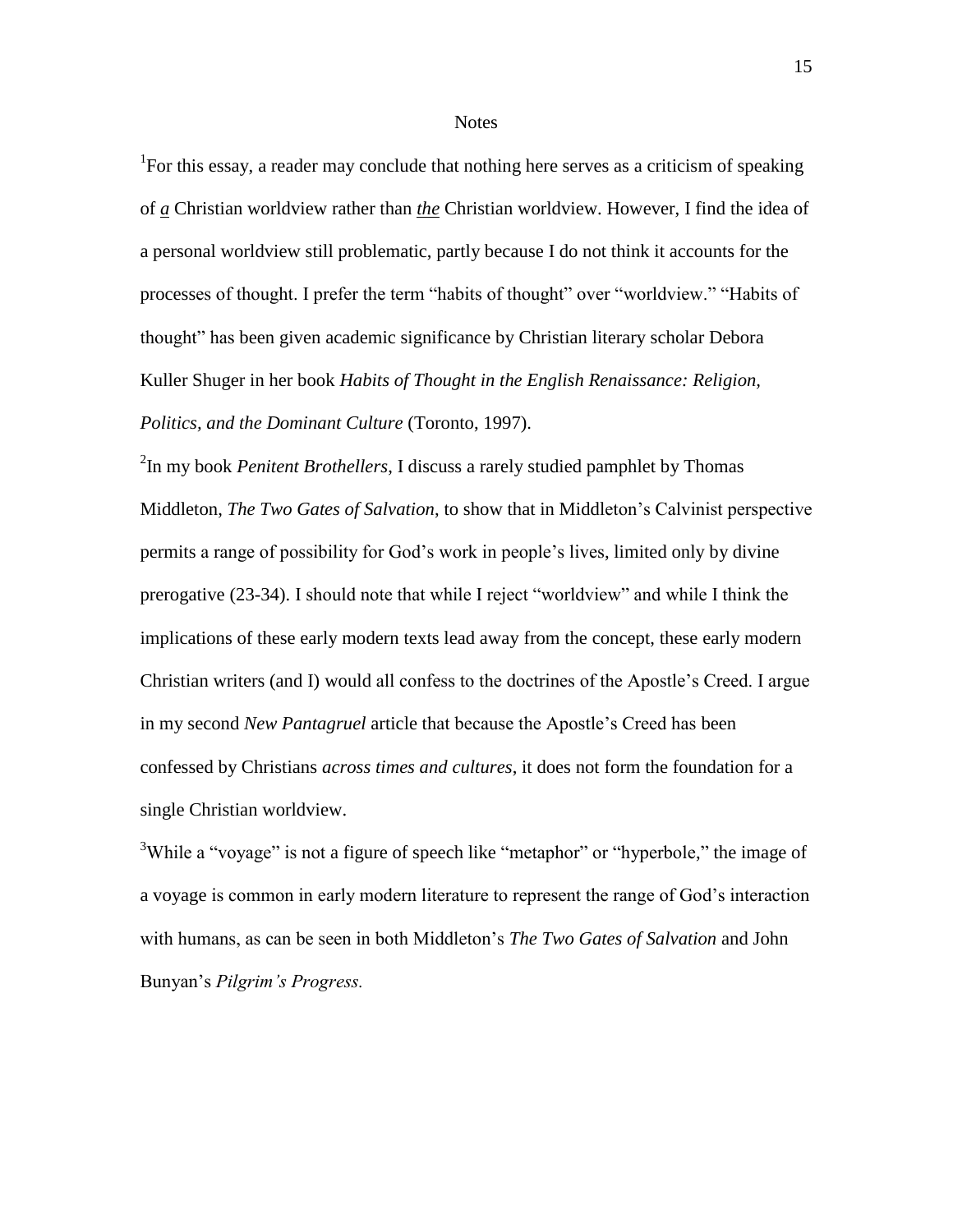## Notes

[1]For this essay, a reader may conclude that nothing here serves as a criticism of speaking of ***a*** Christian worldview rather than ***the*** Christian worldview. However, I find the idea of a personal worldview still problematic, partly because I do not think it accounts for the processes of thought. I prefer the term "habits of thought" over "worldview." "Habits of thought" has been given academic significance by Christian literary scholar Debora Kuller Shuger in her book *Habits of Thought in the English Renaissance: Religion, Politics, and the Dominant Culture* (Toronto, 1997).

[2]In my book *Penitent Brothellers*, I discuss a rarely studied pamphlet by Thomas Middleton, *The Two Gates of Salvation*, to show that in Middleton's Calvinist perspective permits a range of possibility for God's work in people's lives, limited only by divine prerogative (23-34). I should note that while I reject "worldview" and while I think the implications of these early modern texts lead away from the concept, these early modern Christian writers (and I) would all confess to the doctrines of the Apostle's Creed. I argue in my second *New Pantagruel* article that because the Apostle's Creed has been confessed by Christians *across times and cultures*, it does not form the foundation for a single Christian worldview.

[3]While a "voyage" is not a figure of speech like "metaphor" or "hyperbole," the image of a voyage is common in early modern literature to represent the range of God's interaction with humans, as can be seen in both Middleton's *The Two Gates of Salvation* and John Bunyan's *Pilgrim's Progress.*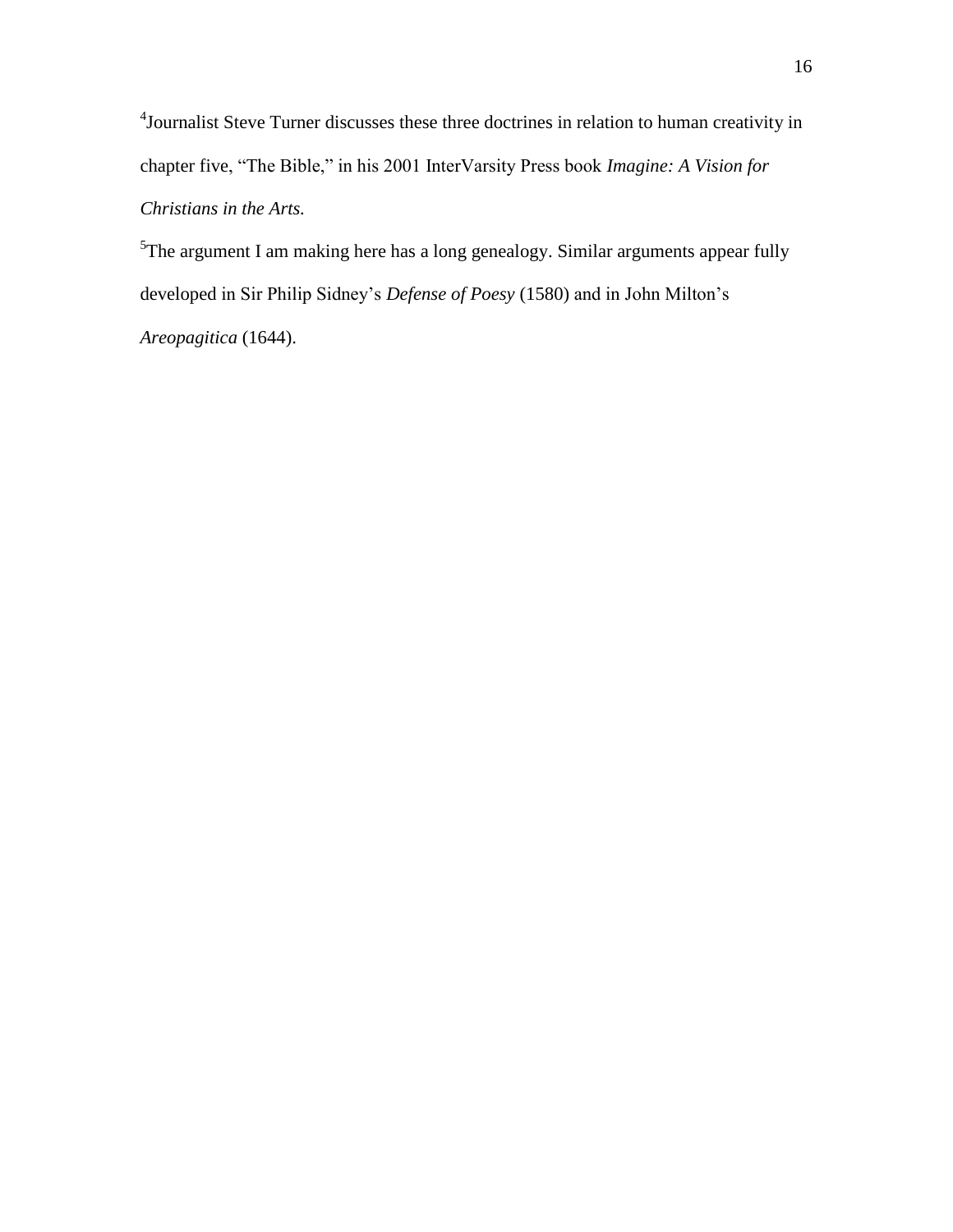[4]Journalist Steve Turner discusses these three doctrines in relation to human creativity in chapter five, "The Bible," in his 2001 InterVarsity Press book *Imagine: A Vision for Christians in the Arts.*

[5]The argument I am making here has a long genealogy. Similar arguments appear fully developed in Sir Philip Sidney's *Defense of Poesy* (1580) and in John Milton's *Areopagitica* (1644).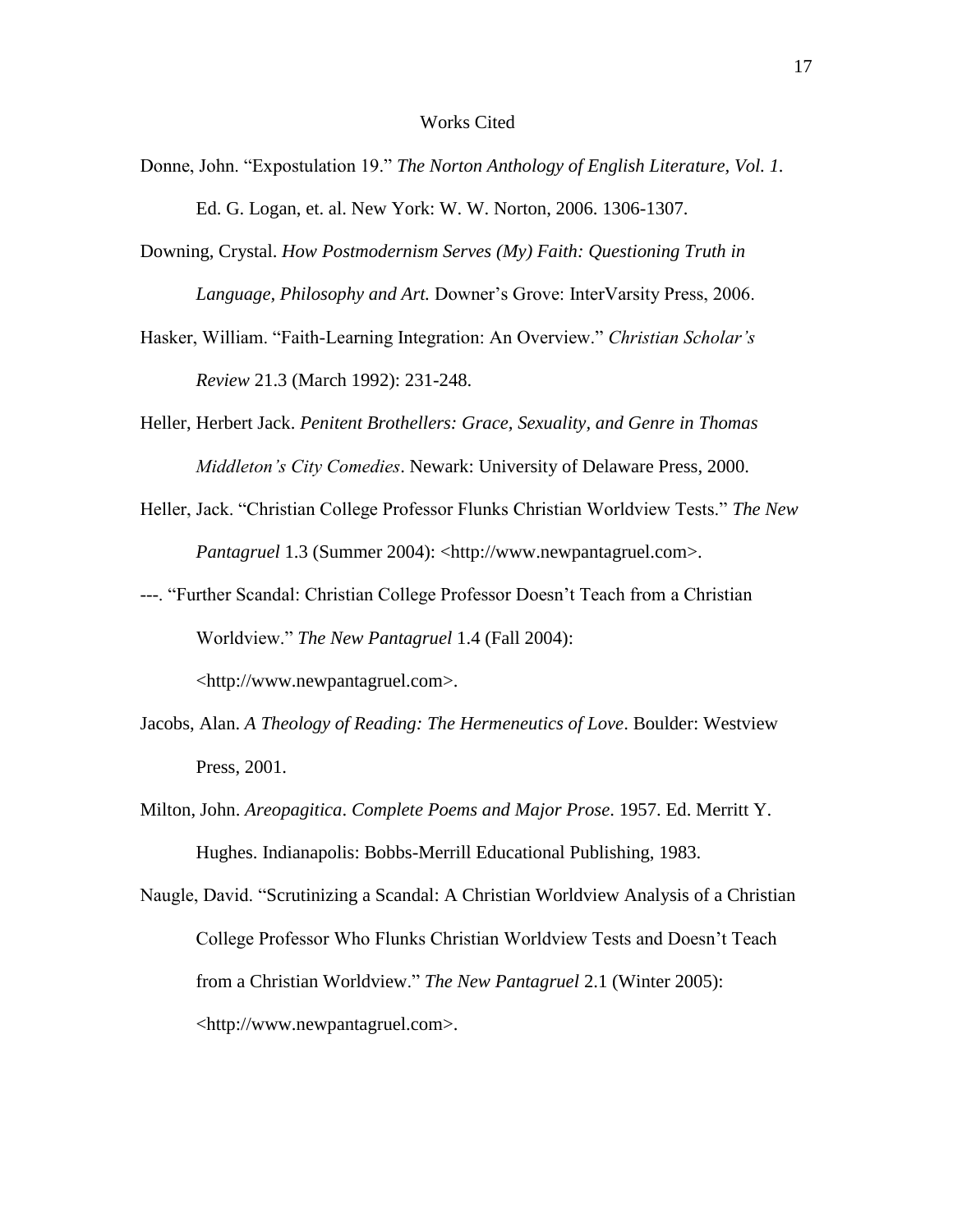# Works Cited

Donne, John. "Expostulation 19." *The Norton Anthology of English Literature, Vol. 1*. Ed. G. Logan, et. al. New York: W. W. Norton, 2006. 1306-1307.

Downing, Crystal. *How Postmodernism Serves (My) Faith: Questioning Truth in Language, Philosophy and Art.* Downer's Grove: InterVarsity Press, 2006.

Hasker, William. "Faith-Learning Integration: An Overview." *Christian Scholar's Review* 21.3 (March 1992): 231-248.

Heller, Herbert Jack. *Penitent Brothellers: Grace, Sexuality, and Genre in Thomas Middleton's City Comedies*. Newark: University of Delaware Press, 2000.

Heller, Jack. "Christian College Professor Flunks Christian Worldview Tests." *The New Pantagruel* 1.3 (Summer 2004): <http://www.newpantagruel.com>.

---. "Further Scandal: Christian College Professor Doesn't Teach from a Christian Worldview." *The New Pantagruel* 1.4 (Fall 2004): <http://www.newpantagruel.com>.

Jacobs, Alan. *A Theology of Reading: The Hermeneutics of Love*. Boulder: Westview Press, 2001.

Milton, John. *Areopagitica*. *Complete Poems and Major Prose*. 1957. Ed. Merritt Y. Hughes. Indianapolis: Bobbs-Merrill Educational Publishing, 1983.

Naugle, David. "Scrutinizing a Scandal: A Christian Worldview Analysis of a Christian College Professor Who Flunks Christian Worldview Tests and Doesn't Teach from a Christian Worldview." *The New Pantagruel* 2.1 (Winter 2005): <http://www.newpantagruel.com>.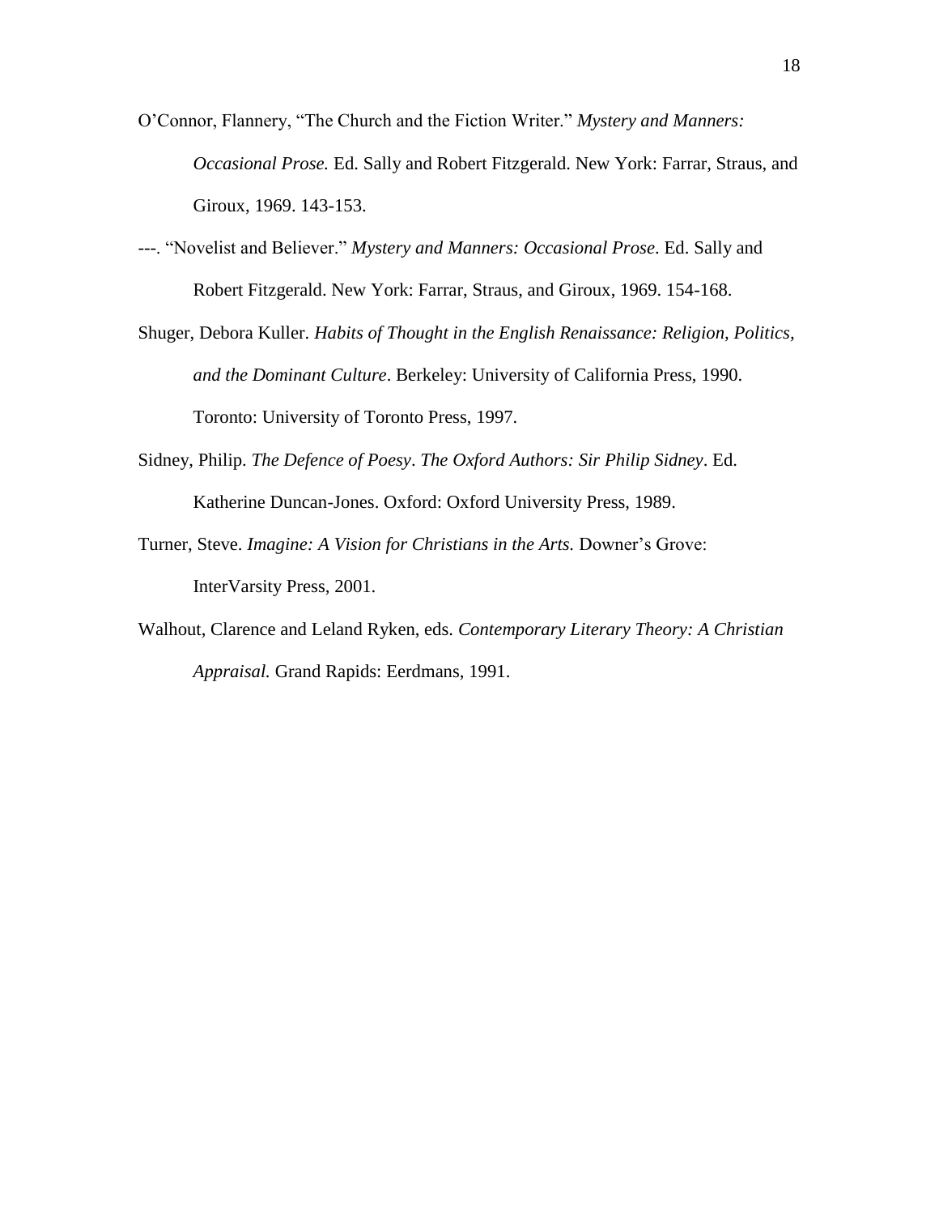O'Connor, Flannery, "The Church and the Fiction Writer." *Mystery and Manners: Occasional Prose.* Ed. Sally and Robert Fitzgerald. New York: Farrar, Straus, and Giroux, 1969. 143-153.

---. "Novelist and Believer." *Mystery and Manners: Occasional Prose*. Ed. Sally and Robert Fitzgerald. New York: Farrar, Straus, and Giroux, 1969. 154-168.

Shuger, Debora Kuller. *Habits of Thought in the English Renaissance: Religion, Politics, and the Dominant Culture*. Berkeley: University of California Press, 1990. Toronto: University of Toronto Press, 1997.

Sidney, Philip. *The Defence of Poesy*. *The Oxford Authors: Sir Philip Sidney*. Ed. Katherine Duncan-Jones. Oxford: Oxford University Press, 1989.

Turner, Steve. *Imagine: A Vision for Christians in the Arts.* Downer's Grove: InterVarsity Press, 2001.

Walhout, Clarence and Leland Ryken, eds. *Contemporary Literary Theory: A Christian Appraisal.* Grand Rapids: Eerdmans, 1991.